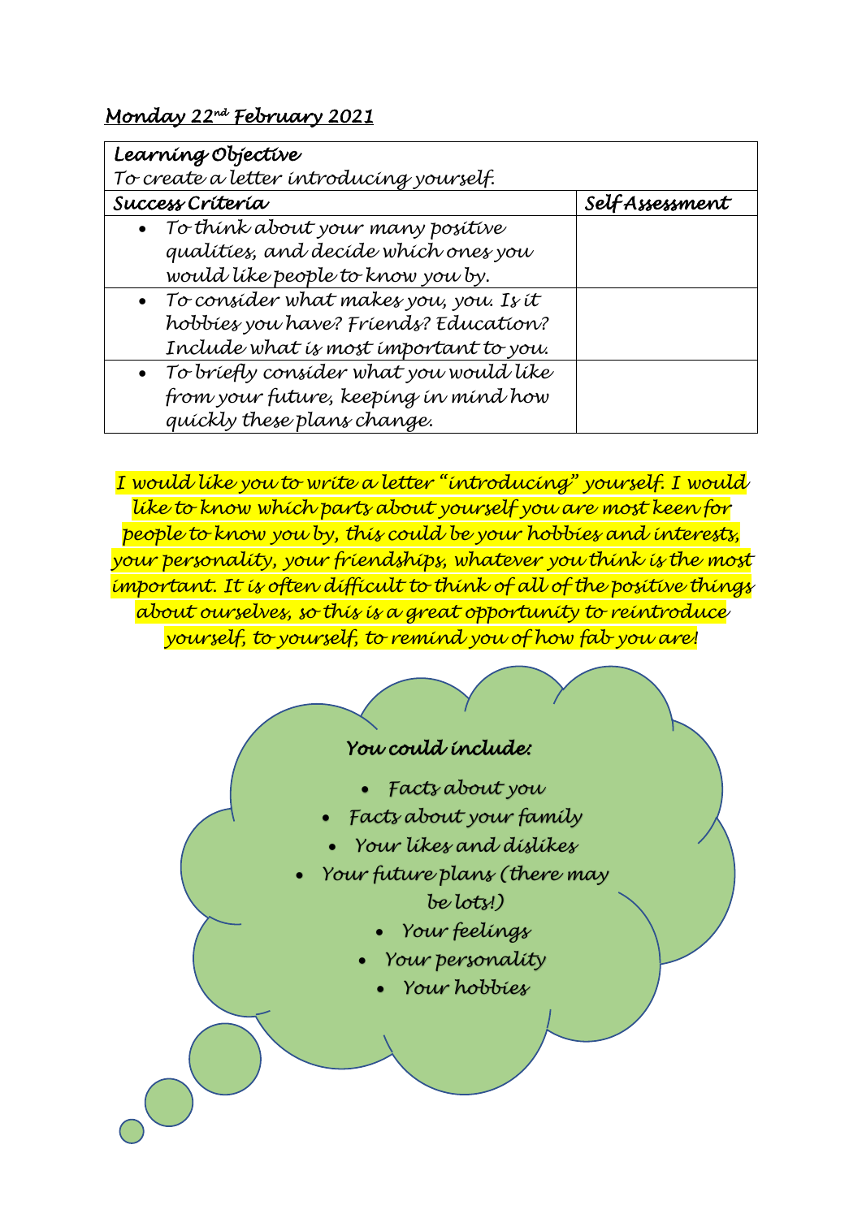*Monday 22nd February 2021*

| Learning Objective<br>To create a letter introducing yourself. | |
|---|---|
| **Success Criteria** | **Self Assessment** |
| • To think about your many positive qualities, and decide which ones you would like people to know you by. | |
| • To consider what makes you, you. Is it hobbies you have? Friends? Education? Include what is most important to you. | |
| • To briefly consider what you would like from your future, keeping in mind how quickly these plans change. | |

I would like you to write a letter "introducing" yourself. I would like to know which parts about yourself you are most keen for people to know you by, this could be your hobbies and interests, your personality, your friendships, whatever you think is the most important. It is often difficult to think of all of the positive things about ourselves, so this is a great opportunity to reintroduce yourself, to yourself, to remind you of how fab you are!

**You could include:**

- Facts about you
- Facts about your family
- Your likes and dislikes
- Your future plans (there may be lots!)
- Your feelings
- Your personality
- Your hobbies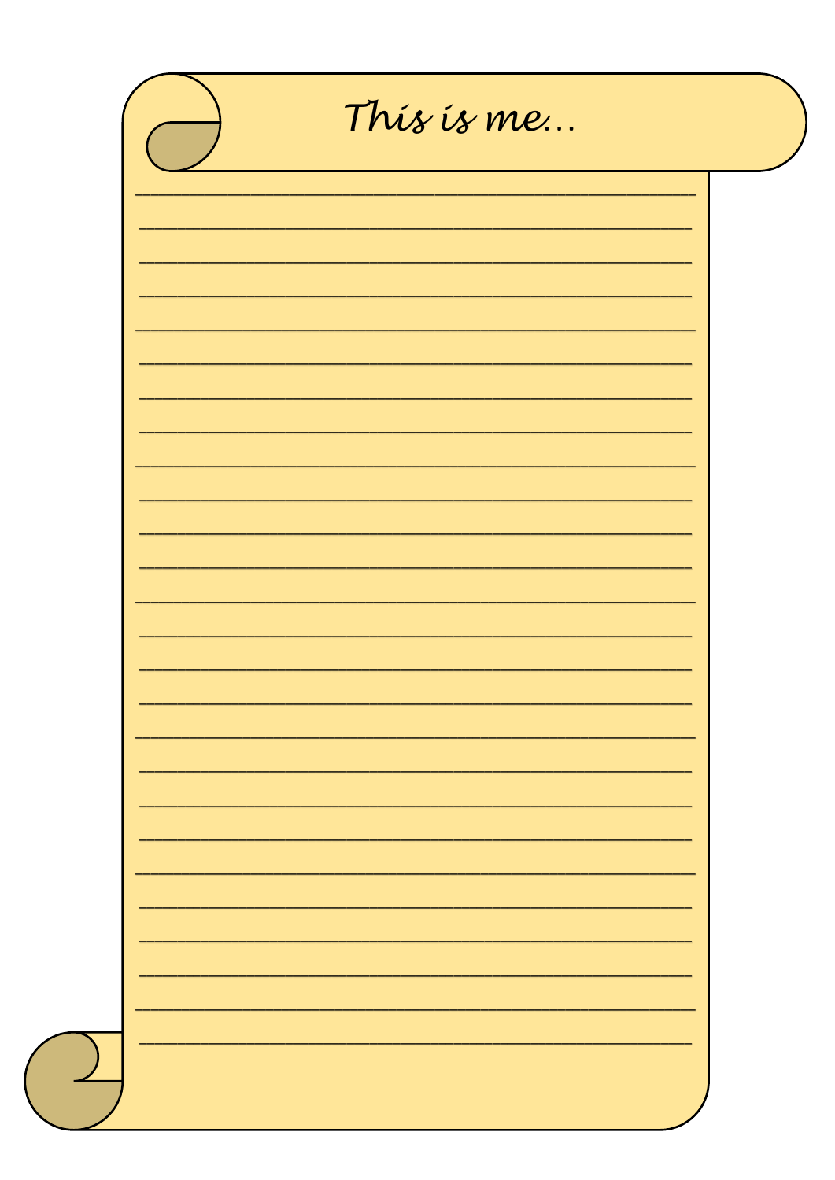# This is me...